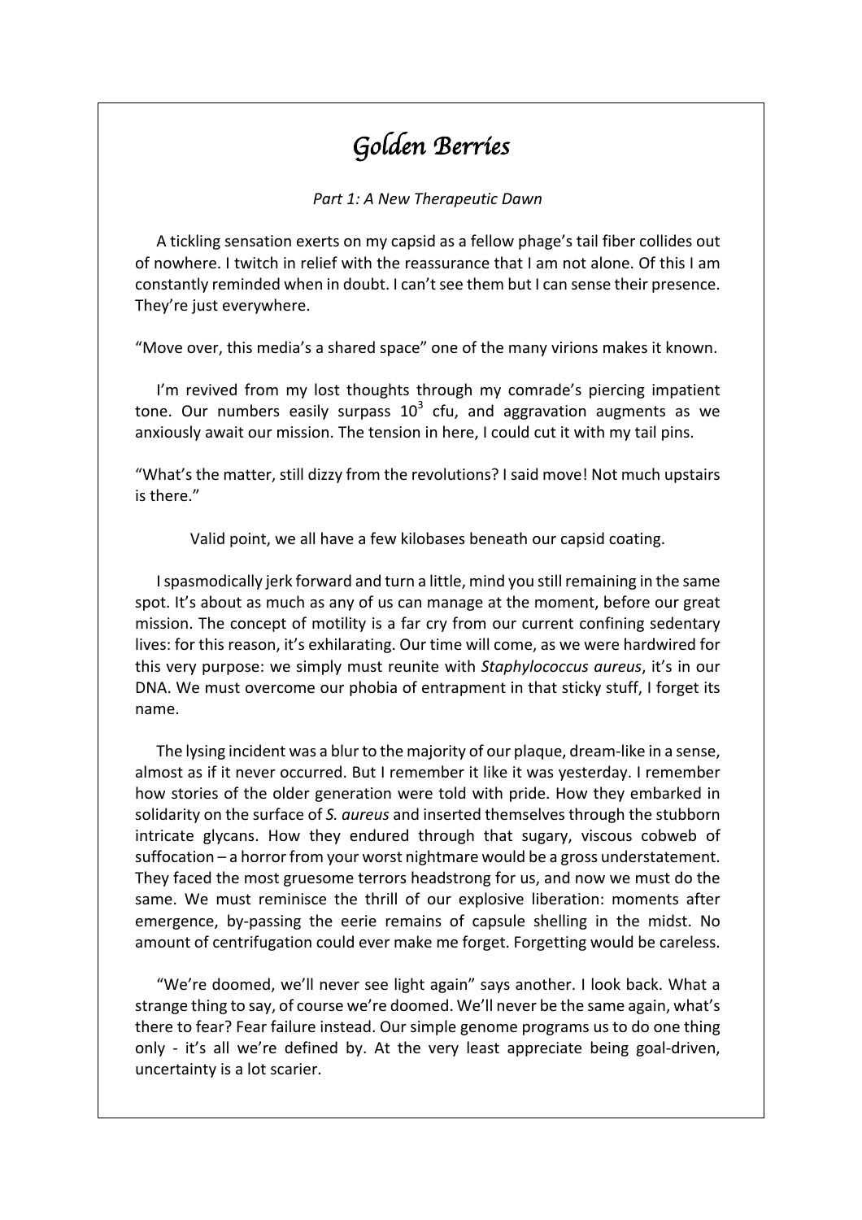# *Golden Berries*

*Part 1: A New Therapeutic Dawn*

A tickling sensation exerts on my capsid as a fellow phage's tail fiber collides out of nowhere. I twitch in relief with the reassurance that I am not alone. Of this I am constantly reminded when in doubt. I can't see them but I can sense their presence. They're just everywhere.

"Move over, this media's a shared space" one of the many virions makes it known.

I'm revived from my lost thoughts through my comrade's piercing impatient tone. Our numbers easily surpass $10^3$ cfu, and aggravation augments as we anxiously await our mission. The tension in here, I could cut it with my tail pins.

"What's the matter, still dizzy from the revolutions? I said move! Not much upstairs is there."

Valid point, we all have a few kilobases beneath our capsid coating.

I spasmodically jerk forward and turn a little, mind you still remaining in the same spot. It's about as much as any of us can manage at the moment, before our great mission. The concept of motility is a far cry from our current confining sedentary lives: for this reason, it's exhilarating. Our time will come, as we were hardwired for this very purpose: we simply must reunite with *Staphylococcus aureus*, it's in our DNA. We must overcome our phobia of entrapment in that sticky stuff, I forget its name.

The lysing incident was a blur to the majority of our plaque, dream-like in a sense, almost as if it never occurred. But I remember it like it was yesterday. I remember how stories of the older generation were told with pride. How they embarked in solidarity on the surface of *S. aureus* and inserted themselves through the stubborn intricate glycans. How they endured through that sugary, viscous cobweb of suffocation – a horror from your worst nightmare would be a gross understatement. They faced the most gruesome terrors headstrong for us, and now we must do the same. We must reminisce the thrill of our explosive liberation: moments after emergence, by-passing the eerie remains of capsule shelling in the midst. No amount of centrifugation could ever make me forget. Forgetting would be careless.

"We're doomed, we'll never see light again" says another. I look back. What a strange thing to say, of course we're doomed. We'll never be the same again, what's there to fear? Fear failure instead. Our simple genome programs us to do one thing only - it's all we're defined by. At the very least appreciate being goal-driven, uncertainty is a lot scarier.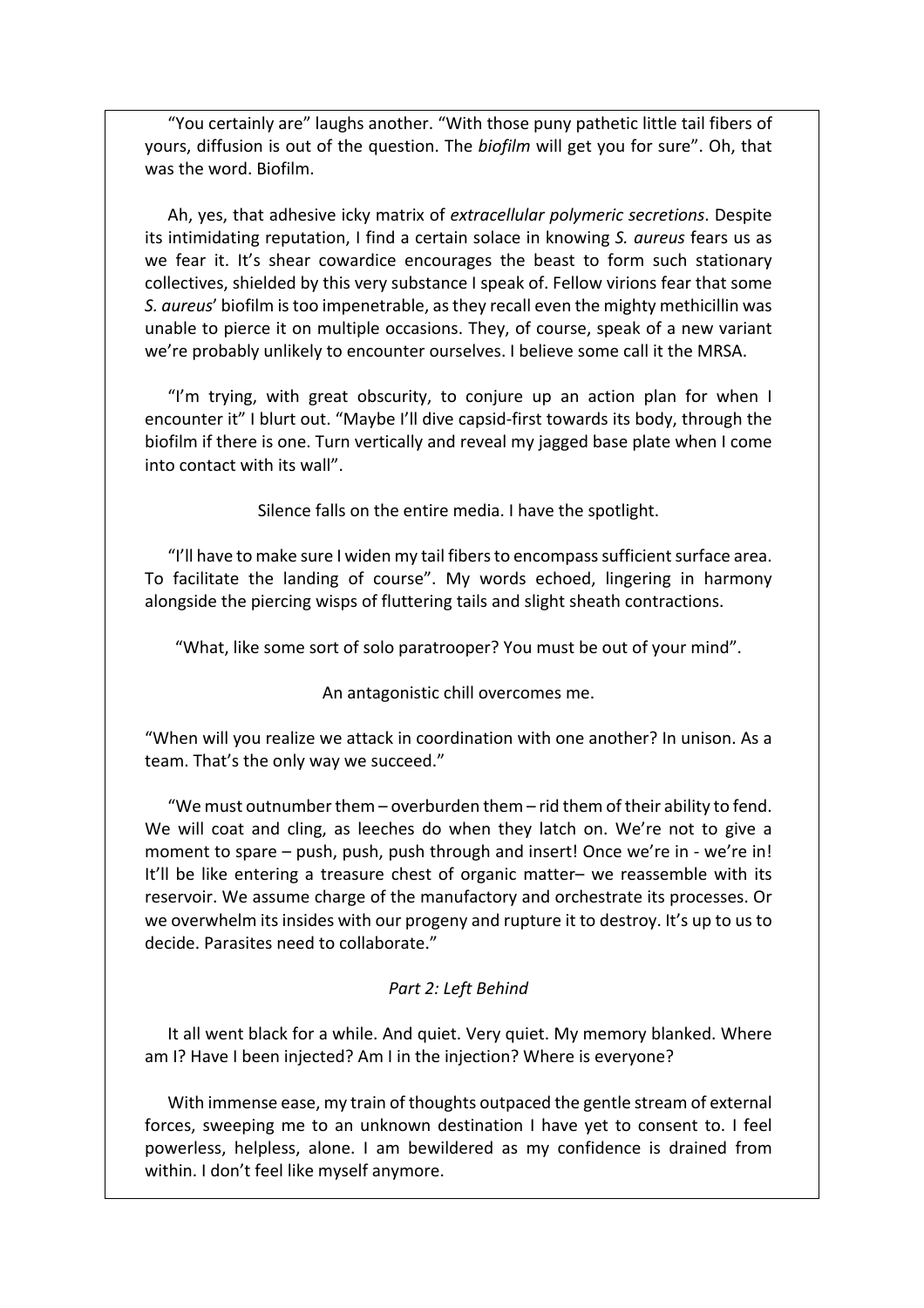"You certainly are" laughs another. "With those puny pathetic little tail fibers of yours, diffusion is out of the question. The *biofilm* will get you for sure". Oh, that was the word. Biofilm.

Ah, yes, that adhesive icky matrix of *extracellular polymeric secretions*. Despite its intimidating reputation, I find a certain solace in knowing *S. aureus* fears us as we fear it. It's shear cowardice encourages the beast to form such stationary collectives, shielded by this very substance I speak of. Fellow virions fear that some *S. aureus*' biofilm is too impenetrable, as they recall even the mighty methicillin was unable to pierce it on multiple occasions. They, of course, speak of a new variant we're probably unlikely to encounter ourselves. I believe some call it the MRSA.

"I'm trying, with great obscurity, to conjure up an action plan for when I encounter it" I blurt out. "Maybe I'll dive capsid-first towards its body, through the biofilm if there is one. Turn vertically and reveal my jagged base plate when I come into contact with its wall".

Silence falls on the entire media. I have the spotlight.

"I'll have to make sure I widen my tail fibers to encompass sufficient surface area. To facilitate the landing of course". My words echoed, lingering in harmony alongside the piercing wisps of fluttering tails and slight sheath contractions.

"What, like some sort of solo paratrooper? You must be out of your mind".

An antagonistic chill overcomes me.

"When will you realize we attack in coordination with one another? In unison. As a team. That's the only way we succeed."

"We must outnumber them – overburden them – rid them of their ability to fend. We will coat and cling, as leeches do when they latch on. We're not to give a moment to spare – push, push, push through and insert! Once we're in - we're in! It'll be like entering a treasure chest of organic matter– we reassemble with its reservoir. We assume charge of the manufactory and orchestrate its processes. Or we overwhelm its insides with our progeny and rupture it to destroy. It's up to us to decide. Parasites need to collaborate."

*Part 2: Left Behind*

It all went black for a while. And quiet. Very quiet. My memory blanked. Where am I? Have I been injected? Am I in the injection? Where is everyone?

With immense ease, my train of thoughts outpaced the gentle stream of external forces, sweeping me to an unknown destination I have yet to consent to. I feel powerless, helpless, alone. I am bewildered as my confidence is drained from within. I don't feel like myself anymore.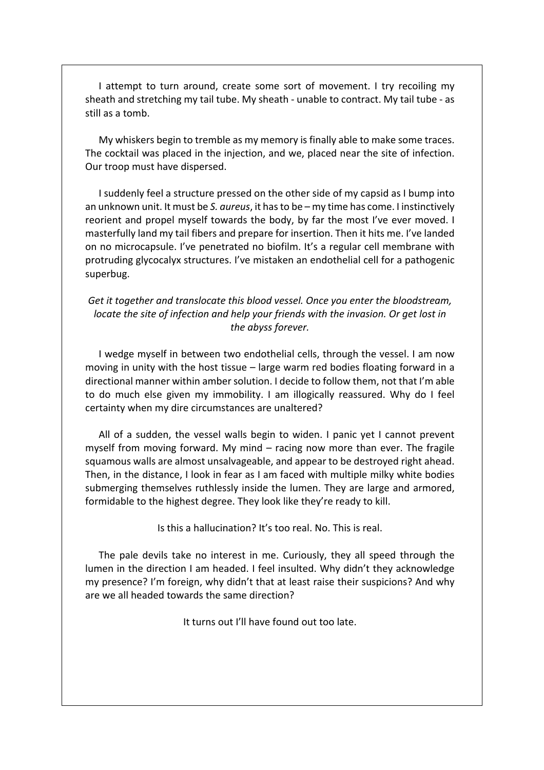I attempt to turn around, create some sort of movement. I try recoiling my sheath and stretching my tail tube. My sheath - unable to contract. My tail tube - as still as a tomb.

My whiskers begin to tremble as my memory is finally able to make some traces. The cocktail was placed in the injection, and we, placed near the site of infection. Our troop must have dispersed.

I suddenly feel a structure pressed on the other side of my capsid as I bump into an unknown unit. It must be *S. aureus*, it has to be – my time has come. I instinctively reorient and propel myself towards the body, by far the most I've ever moved. I masterfully land my tail fibers and prepare for insertion. Then it hits me. I've landed on no microcapsule. I've penetrated no biofilm. It's a regular cell membrane with protruding glycocalyx structures. I've mistaken an endothelial cell for a pathogenic superbug.

*Get it together and translocate this blood vessel. Once you enter the bloodstream, locate the site of infection and help your friends with the invasion. Or get lost in the abyss forever.*

I wedge myself in between two endothelial cells, through the vessel. I am now moving in unity with the host tissue – large warm red bodies floating forward in a directional manner within amber solution. I decide to follow them, not that I'm able to do much else given my immobility. I am illogically reassured. Why do I feel certainty when my dire circumstances are unaltered?

All of a sudden, the vessel walls begin to widen. I panic yet I cannot prevent myself from moving forward. My mind – racing now more than ever. The fragile squamous walls are almost unsalvageable, and appear to be destroyed right ahead. Then, in the distance, I look in fear as I am faced with multiple milky white bodies submerging themselves ruthlessly inside the lumen. They are large and armored, formidable to the highest degree. They look like they're ready to kill.

Is this a hallucination? It's too real. No. This is real.

The pale devils take no interest in me. Curiously, they all speed through the lumen in the direction I am headed. I feel insulted. Why didn't they acknowledge my presence? I'm foreign, why didn't that at least raise their suspicions? And why are we all headed towards the same direction?

It turns out I'll have found out too late.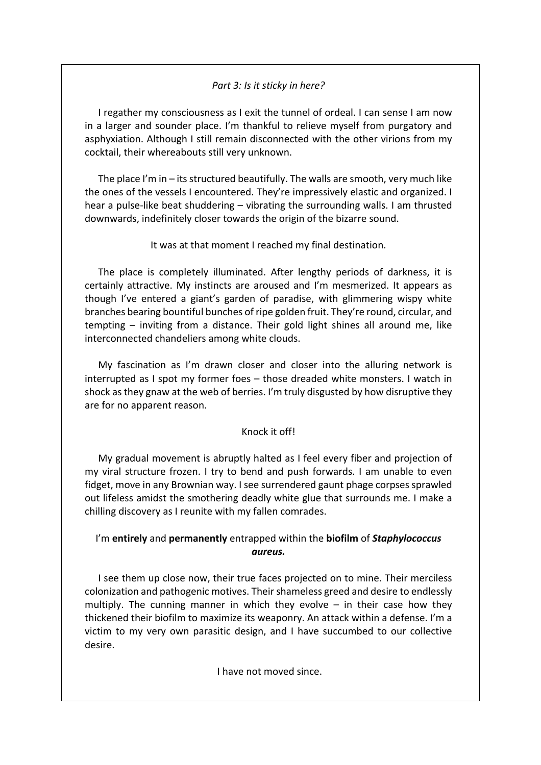*Part 3: Is it sticky in here?*

I regather my consciousness as I exit the tunnel of ordeal. I can sense I am now in a larger and sounder place. I'm thankful to relieve myself from purgatory and asphyxiation. Although I still remain disconnected with the other virions from my cocktail, their whereabouts still very unknown.

The place I'm in – its structured beautifully. The walls are smooth, very much like the ones of the vessels I encountered. They're impressively elastic and organized. I hear a pulse-like beat shuddering – vibrating the surrounding walls. I am thrusted downwards, indefinitely closer towards the origin of the bizarre sound.

It was at that moment I reached my final destination.

The place is completely illuminated. After lengthy periods of darkness, it is certainly attractive. My instincts are aroused and I'm mesmerized. It appears as though I've entered a giant's garden of paradise, with glimmering wispy white branches bearing bountiful bunches of ripe golden fruit. They're round, circular, and tempting – inviting from a distance. Their gold light shines all around me, like interconnected chandeliers among white clouds.

My fascination as I'm drawn closer and closer into the alluring network is interrupted as I spot my former foes – those dreaded white monsters. I watch in shock as they gnaw at the web of berries. I'm truly disgusted by how disruptive they are for no apparent reason.

Knock it off!

My gradual movement is abruptly halted as I feel every fiber and projection of my viral structure frozen. I try to bend and push forwards. I am unable to even fidget, move in any Brownian way. I see surrendered gaunt phage corpses sprawled out lifeless amidst the smothering deadly white glue that surrounds me. I make a chilling discovery as I reunite with my fallen comrades.

I'm **entirely** and **permanently** entrapped within the **biofilm** of ***Staphylococcus aureus.***

I see them up close now, their true faces projected on to mine. Their merciless colonization and pathogenic motives. Their shameless greed and desire to endlessly multiply. The cunning manner in which they evolve – in their case how they thickened their biofilm to maximize its weaponry. An attack within a defense. I'm a victim to my very own parasitic design, and I have succumbed to our collective desire.

I have not moved since.